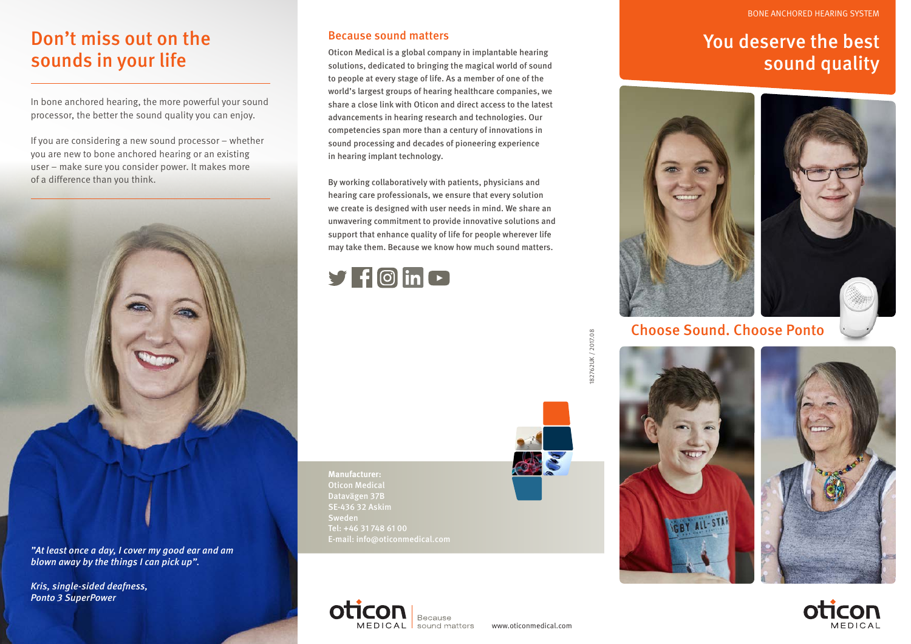# Don't miss out on the sounds in your life

In bone anchored hearing, the more powerful your sound processor, the better the sound quality you can enjoy.

If you are considering a new sound processor – whether you are new to bone anchored hearing or an existing user – make sure you consider power. It makes more of a difference than you think.

*"At least once a day, I cover my good ear and am blown away by the things I can pick up".*

*Kris, single-sided deafness, Ponto 3 SuperPower*

## Because sound matters

Oticon Medical is a global company in implantable hearing solutions, dedicated to bringing the magical world of sound to people at every stage of life. As a member of one of the world's largest groups of hearing healthcare companies, we share a close link with Oticon and direct access to the latest advancements in hearing research and technologies. Our competencies span more than a century of innovations in sound processing and decades of pioneering experience in hearing implant technology.

By working collaboratively with patients, physicians and hearing care professionals, we ensure that every solution we create is designed with user needs in mind. We share an unwavering commitment to provide innovative solutions and support that enhance quality of life for people wherever life may take them. Because we know how much sound matters.

182762UK / 2017.08

**Manufacturer:**
Oticon Medical
Datavägen 37B
SE-436 32 Askim
Sweden
Tel: +46 31 748 61 00
E-mail: info@oticonmedical.com

oticon MEDICAL | Because sound matters

www.oticonmedical.com

BONE ANCHORED HEARING SYSTEM

# You deserve the best sound quality

## Choose Sound. Choose Ponto

oticon MEDICAL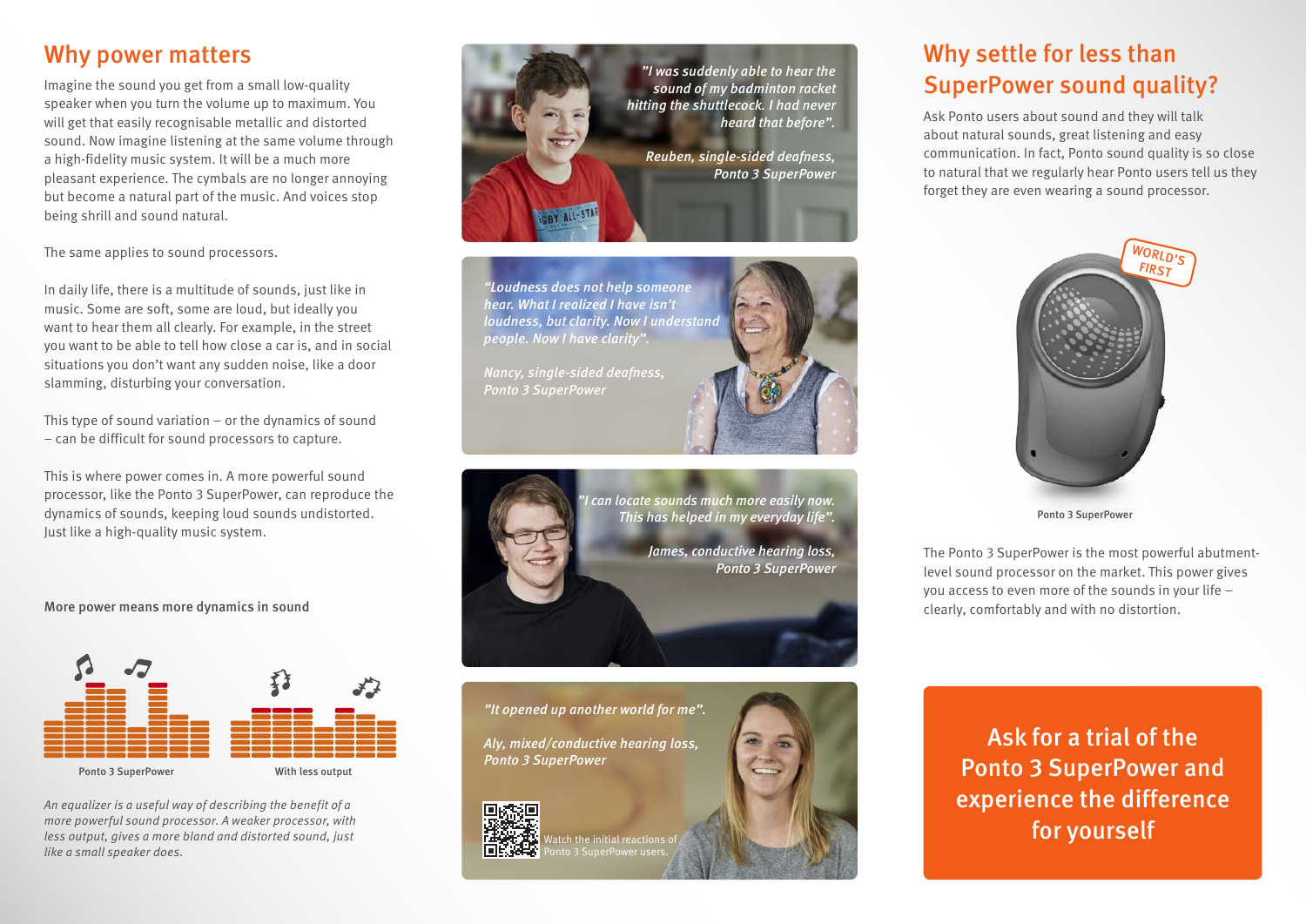## Why power matters

Imagine the sound you get from a small low-quality speaker when you turn the volume up to maximum. You will get that easily recognisable metallic and distorted sound. Now imagine listening at the same volume through a high-fidelity music system. It will be a much more pleasant experience. The cymbals are no longer annoying but become a natural part of the music. And voices stop being shrill and sound natural.

The same applies to sound processors.

In daily life, there is a multitude of sounds, just like in music. Some are soft, some are loud, but ideally you want to hear them all clearly. For example, in the street you want to be able to tell how close a car is, and in social situations you don't want any sudden noise, like a door slamming, disturbing your conversation.

This type of sound variation – or the dynamics of sound – can be difficult for sound processors to capture.

This is where power comes in. A more powerful sound processor, like the Ponto 3 SuperPower, can reproduce the dynamics of sounds, keeping loud sounds undistorted. Just like a high-quality music system.

**More power means more dynamics in sound**

Ponto 3 SuperPower

With less output

*An equalizer is a useful way of describing the benefit of a more powerful sound processor. A weaker processor, with less output, gives a more bland and distorted sound, just like a small speaker does.*

*"I was suddenly able to hear the sound of my badminton racket hitting the shuttlecock. I had never heard that before".*

*Reuben, single-sided deafness, Ponto 3 SuperPower*

*"Loudness does not help someone hear. What I realized I have isn't loudness, but clarity. Now I understand people. Now I have clarity".*

*Nancy, single-sided deafness, Ponto 3 SuperPower*

*"I can locate sounds much more easily now. This has helped in my everyday life".*

*James, conductive hearing loss, Ponto 3 SuperPower*

*"It opened up another world for me".*

*Aly, mixed/conductive hearing loss, Ponto 3 SuperPower*

Watch the initial reactions of Ponto 3 SuperPower users.

## Why settle for less than SuperPower sound quality?

Ask Ponto users about sound and they will talk about natural sounds, great listening and easy communication. In fact, Ponto sound quality is so close to natural that we regularly hear Ponto users tell us they forget they are even wearing a sound processor.

WORLD'S FIRST

Ponto 3 SuperPower

The Ponto 3 SuperPower is the most powerful abutment-level sound processor on the market. This power gives you access to even more of the sounds in your life – clearly, comfortably and with no distortion.

**Ask for a trial of the Ponto 3 SuperPower and experience the difference for yourself**